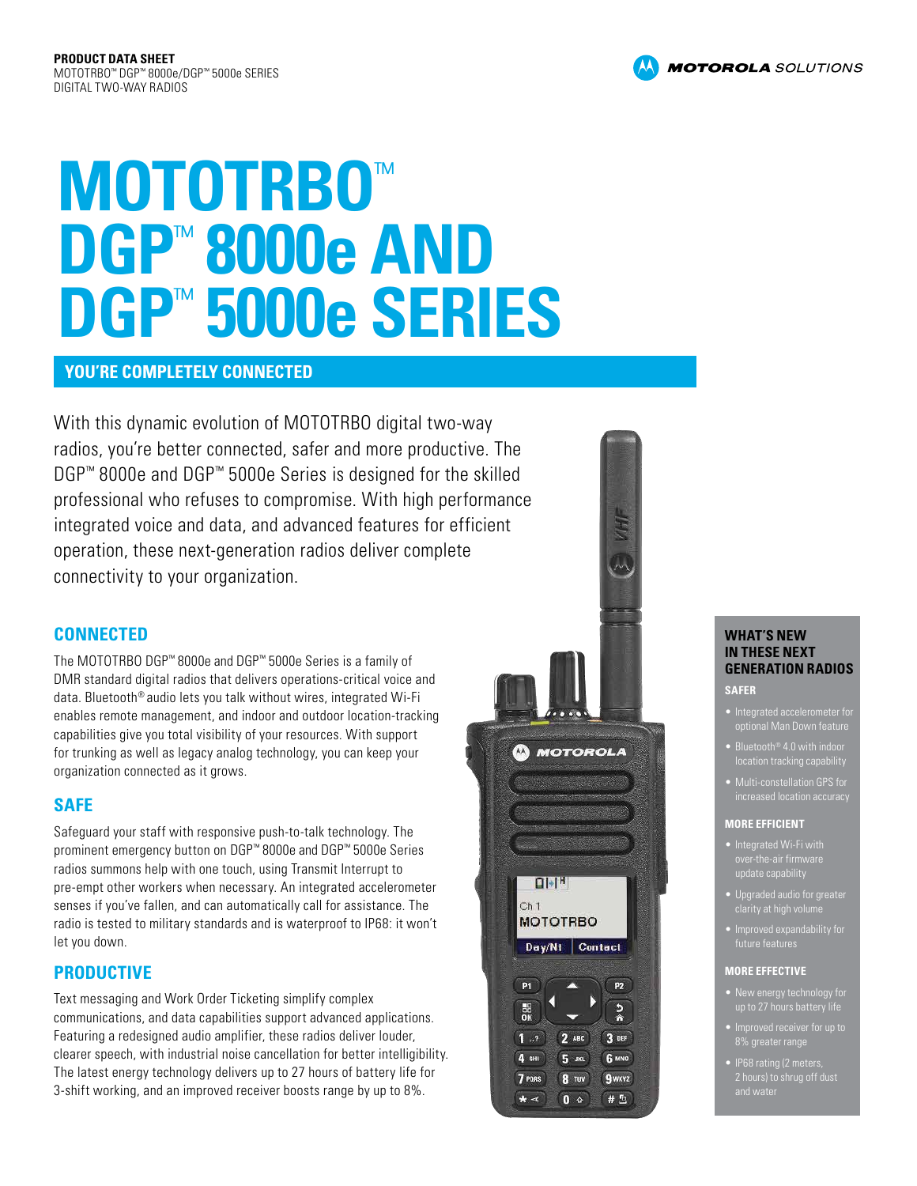**PRODUCT DATA SHEET**
MOTOTRBO™ DGP™ 8000e/DGP™ 5000e SERIES
DIGITAL TWO-WAY RADIOS

# MOTOTRBO™ DGP™ 8000e AND DGP™ 5000e SERIES

## YOU'RE COMPLETELY CONNECTED

With this dynamic evolution of MOTOTRBO digital two-way radios, you're better connected, safer and more productive. The DGP™ 8000e and DGP™ 5000e Series is designed for the skilled professional who refuses to compromise. With high performance integrated voice and data, and advanced features for efficient operation, these next-generation radios deliver complete connectivity to your organization.

## CONNECTED

The MOTOTRBO DGP™ 8000e and DGP™ 5000e Series is a family of DMR standard digital radios that delivers operations-critical voice and data. Bluetooth® audio lets you talk without wires, integrated Wi-Fi enables remote management, and indoor and outdoor location-tracking capabilities give you total visibility of your resources. With support for trunking as well as legacy analog technology, you can keep your organization connected as it grows.

## SAFE

Safeguard your staff with responsive push-to-talk technology. The prominent emergency button on DGP™ 8000e and DGP™ 5000e Series radios summons help with one touch, using Transmit Interrupt to pre-empt other workers when necessary. An integrated accelerometer senses if you've fallen, and can automatically call for assistance. The radio is tested to military standards and is waterproof to IP68: it won't let you down.

## PRODUCTIVE

Text messaging and Work Order Ticketing simplify complex communications, and data capabilities support advanced applications. Featuring a redesigned audio amplifier, these radios deliver louder, clearer speech, with industrial noise cancellation for better intelligibility. The latest energy technology delivers up to 27 hours of battery life for 3-shift working, and an improved receiver boosts range by up to 8%.

## WHAT'S NEW IN THESE NEXT GENERATION RADIOS

### SAFER

- Integrated accelerometer for optional Man Down feature
- Bluetooth® 4.0 with indoor location tracking capability
- Multi-constellation GPS for increased location accuracy

### MORE EFFICIENT

- Integrated Wi-Fi with over-the-air firmware update capability
- Upgraded audio for greater clarity at high volume
- Improved expandability for future features

### MORE EFFECTIVE

- New energy technology for up to 27 hours battery life
- Improved receiver for up to 8% greater range
- IP68 rating (2 meters, 2 hours) to shrug off dust and water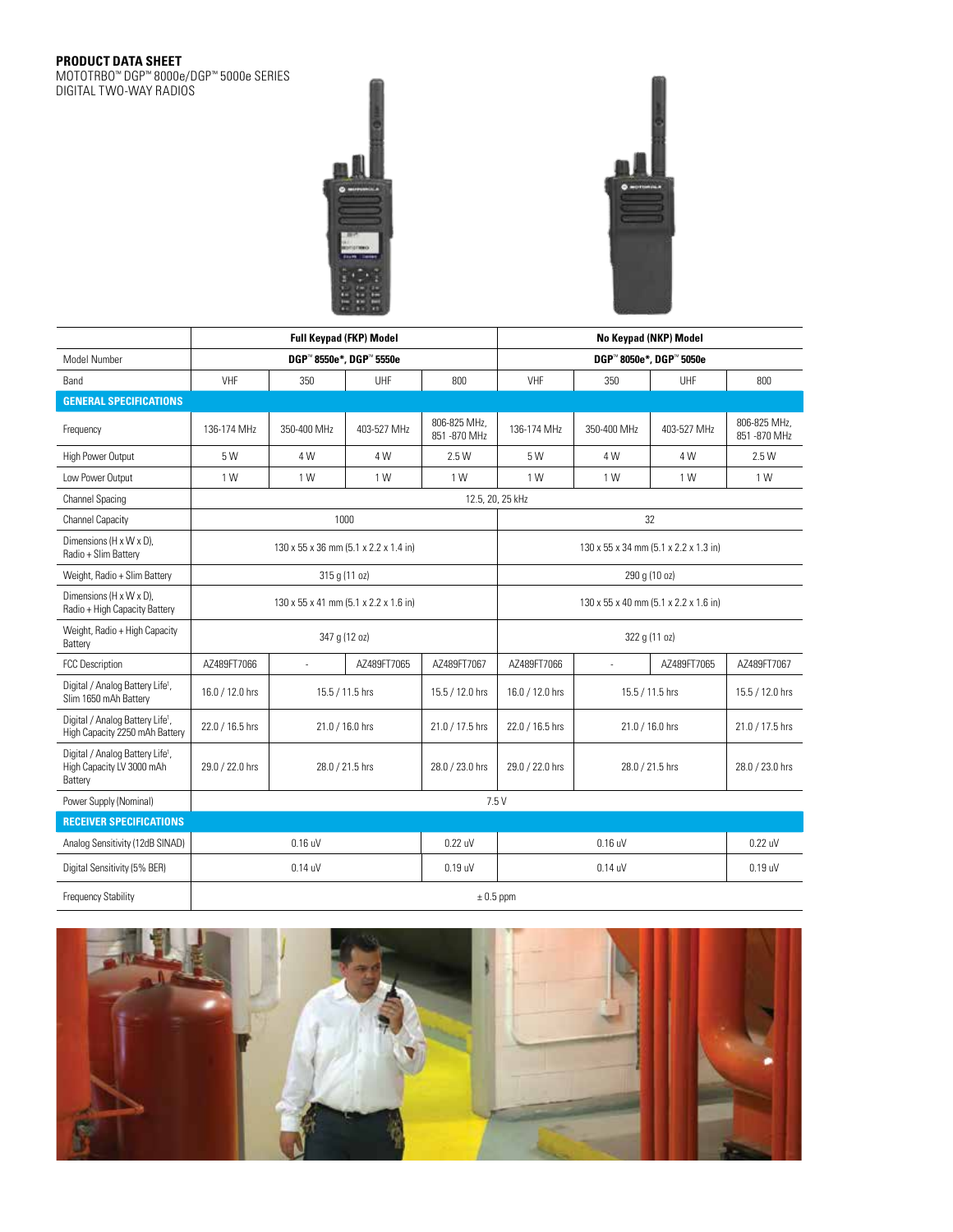**PRODUCT DATA SHEET**
MOTOTRBO™ DGP™ 8000e/DGP™ 5000e SERIES
DIGITAL TWO-WAY RADIOS

| | Full Keypad (FKP) Model | | | | No Keypad (NKP) Model | | | |
|---|---|---|---|---|---|---|---|---|
| Model Number | DGP™ 8550e*, DGP™ 5550e | | | | DGP™ 8050e*, DGP™ 5050e | | | |
| Band | VHF | 350 | UHF | 800 | VHF | 350 | UHF | 800 |
| **GENERAL SPECIFICATIONS** | | | | | | | | |
| Frequency | 136-174 MHz | 350-400 MHz | 403-527 MHz | 806-825 MHz, 851 -870 MHz | 136-174 MHz | 350-400 MHz | 403-527 MHz | 806-825 MHz, 851 -870 MHz |
| High Power Output | 5 W | 4 W | 4 W | 2.5 W | 5 W | 4 W | 4 W | 2.5 W |
| Low Power Output | 1 W | 1 W | 1 W | 1 W | 1 W | 1 W | 1 W | 1 W |
| Channel Spacing | 12.5, 20, 25 kHz | | | | | | | |
| Channel Capacity | 1000 | | | | 32 | | | |
| Dimensions (H x W x D), Radio + Slim Battery | 130 x 55 x 36 mm (5.1 x 2.2 x 1.4 in) | | | | 130 x 55 x 34 mm (5.1 x 2.2 x 1.3 in) | | | |
| Weight, Radio + Slim Battery | 315 g (11 oz) | | | | 290 g (10 oz) | | | |
| Dimensions (H x W x D), Radio + High Capacity Battery | 130 x 55 x 41 mm (5.1 x 2.2 x 1.6 in) | | | | 130 x 55 x 40 mm (5.1 x 2.2 x 1.6 in) | | | |
| Weight, Radio + High Capacity Battery | 347 g (12 oz) | | | | 322 g (11 oz) | | | |
| FCC Description | AZ489FT7066 | - | AZ489FT7065 | AZ489FT7067 | AZ489FT7066 | - | AZ489FT7065 | AZ489FT7067 |
| Digital / Analog Battery Life[1], Slim 1650 mAh Battery | 16.0 / 12.0 hrs | 15.5 / 11.5 hrs | | 15.5 / 12.0 hrs | 16.0 / 12.0 hrs | 15.5 / 11.5 hrs | | 15.5 / 12.0 hrs |
| Digital / Analog Battery Life[1], High Capacity 2250 mAh Battery | 22.0 / 16.5 hrs | 21.0 / 16.0 hrs | | 21.0 / 17.5 hrs | 22.0 / 16.5 hrs | 21.0 / 16.0 hrs | | 21.0 / 17.5 hrs |
| Digital / Analog Battery Life[1], High Capacity LV 3000 mAh Battery | 29.0 / 22.0 hrs | 28.0 / 21.5 hrs | | 28.0 / 23.0 hrs | 29.0 / 22.0 hrs | 28.0 / 21.5 hrs | | 28.0 / 23.0 hrs |
| Power Supply (Nominal) | 7.5 V | | | | | | | |
| **RECEIVER SPECIFICATIONS** | | | | | | | | |
| Analog Sensitivity (12dB SINAD) | 0.16 uV | | | 0.22 uV | 0.16 uV | | | 0.22 uV |
| Digital Sensitivity (5% BER) | 0.14 uV | | | 0.19 uV | 0.14 uV | | | 0.19 uV |
| Frequency Stability | ± 0.5 ppm | | | | | | | |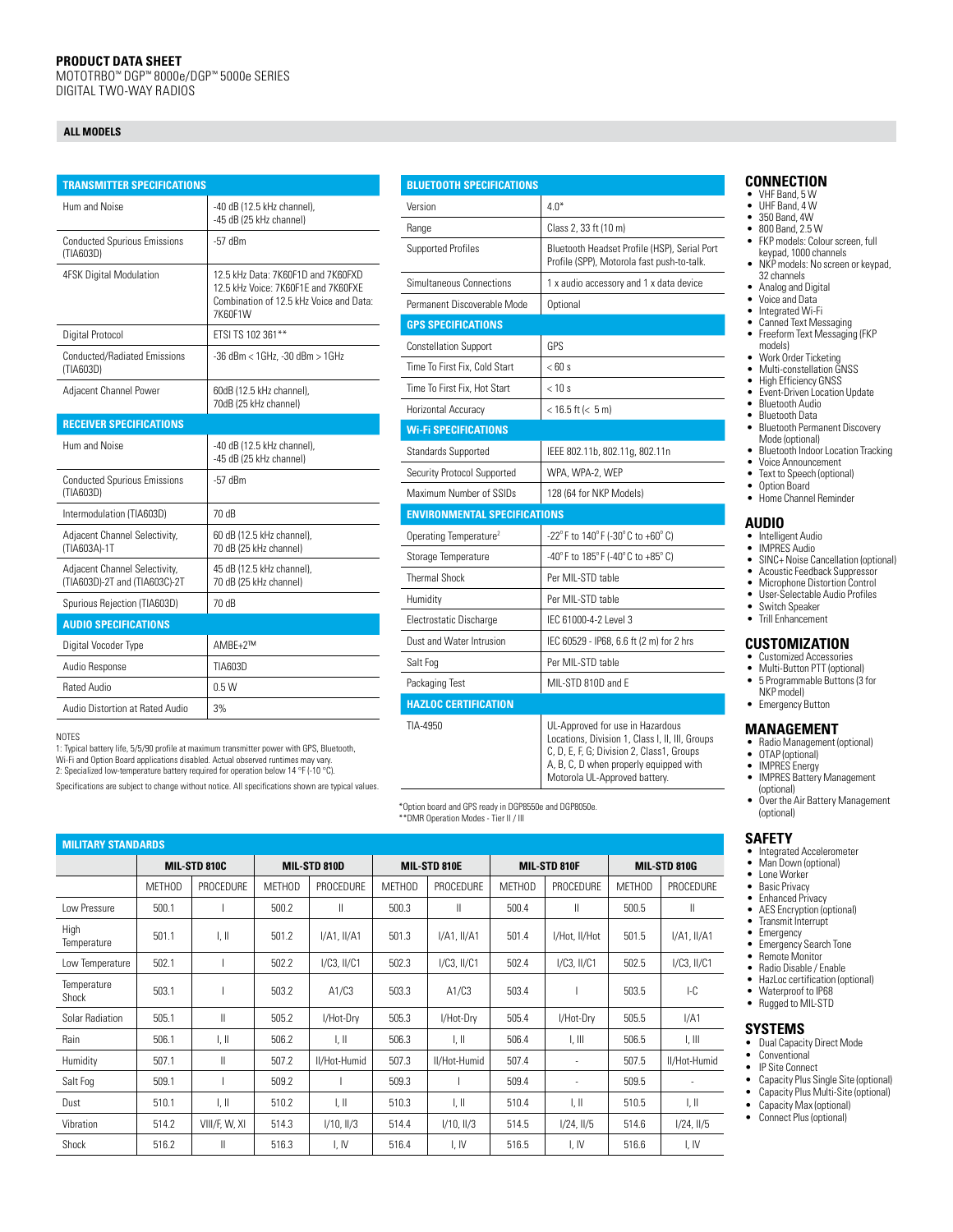**PRODUCT DATA SHEET**
MOTOTRBO™ DGP™ 8000e/DGP™ 5000e SERIES
DIGITAL TWO-WAY RADIOS

## ALL MODELS

| TRANSMITTER SPECIFICATIONS | |
|---|---|
| Hum and Noise | -40 dB (12.5 kHz channel), -45 dB (25 kHz channel) |
| Conducted Spurious Emissions (TIA603D) | -57 dBm |
| 4FSK Digital Modulation | 12.5 kHz Data: 7K60F1D and 7K60FXD<br>12.5 kHz Voice: 7K60F1E and 7K60FXE<br>Combination of 12.5 kHz Voice and Data: 7K60F1W |
| Digital Protocol | ETSI TS 102 361** |
| Conducted/Radiated Emissions (TIA603D) | -36 dBm < 1GHz, -30 dBm > 1GHz |
| Adjacent Channel Power | 60dB (12.5 kHz channel), 70dB (25 kHz channel) |
| **RECEIVER SPECIFICATIONS** | |
| Hum and Noise | -40 dB (12.5 kHz channel), -45 dB (25 kHz channel) |
| Conducted Spurious Emissions (TIA603D) | -57 dBm |
| Intermodulation (TIA603D) | 70 dB |
| Adjacent Channel Selectivity, (TIA603A)-1T | 60 dB (12.5 kHz channel), 70 dB (25 kHz channel) |
| Adjacent Channel Selectivity, (TIA603D)-2T and (TIA603C)-2T | 45 dB (12.5 kHz channel), 70 dB (25 kHz channel) |
| Spurious Rejection (TIA603D) | 70 dB |
| **AUDIO SPECIFICATIONS** | |
| Digital Vocoder Type | AMBE+2™ |
| Audio Response | TIA603D |
| Rated Audio | 0.5 W |
| Audio Distortion at Rated Audio | 3% |

NOTES
1: Typical battery life, 5/5/90 profile at maximum transmitter power with GPS, Bluetooth, Wi-Fi and Option Board applications disabled. Actual observed runtimes may vary.
2: Specialized low-temperature battery required for operation below 14 °F (-10 °C).

Specifications are subject to change without notice. All specifications shown are typical values.

| BLUETOOTH SPECIFICATIONS | |
|---|---|
| Version | 4.0* |
| Range | Class 2, 33 ft (10 m) |
| Supported Profiles | Bluetooth Headset Profile (HSP), Serial Port Profile (SPP), Motorola fast push-to-talk. |
| Simultaneous Connections | 1 x audio accessory and 1 x data device |
| Permanent Discoverable Mode | Optional |
| **GPS SPECIFICATIONS** | |
| Constellation Support | GPS |
| Time To First Fix, Cold Start | < 60 s |
| Time To First Fix, Hot Start | < 10 s |
| Horizontal Accuracy | < 16.5 ft (< 5 m) |
| **Wi-Fi SPECIFICATIONS** | |
| Standards Supported | IEEE 802.11b, 802.11g, 802.11n |
| Security Protocol Supported | WPA, WPA-2, WEP |
| Maximum Number of SSIDs | 128 (64 for NKP Models) |
| **ENVIRONMENTAL SPECIFICATIONS** | |
| Operating Temperature[2] | -22° F to 140° F (-30° C to +60° C) |
| Storage Temperature | -40° F to 185° F (-40° C to +85° C) |
| Thermal Shock | Per MIL-STD table |
| Humidity | Per MIL-STD table |
| Electrostatic Discharge | IEC 61000-4-2 Level 3 |
| Dust and Water Intrusion | IEC 60529 - IP68, 6.6 ft (2 m) for 2 hrs |
| Salt Fog | Per MIL-STD table |
| Packaging Test | MIL-STD 810D and E |
| **HAZLOC CERTIFICATION** | |
| TIA-4950 | UL-Approved for use in Hazardous Locations, Division 1, Class I, II, III, Groups C, D, E, F, G; Division 2, Class1, Groups A, B, C, D when properly equipped with Motorola UL-Approved battery. |

*Option board and GPS ready in DGP8550e and DGP8050e.
**DMR Operation Modes - Tier II / III

## CONNECTION
- VHF Band, 5 W
- UHF Band, 4 W
- 350 Band, 4W
- 800 Band, 2.5 W
- FKP models: Colour screen, full keypad, 1000 channels
- NKP models: No screen or keypad, 32 channels
- Analog and Digital
- Voice and Data
- Integrated Wi-Fi
- Canned Text Messaging
- Freeform Text Messaging (FKP models)
- Work Order Ticketing
- Multi-constellation GNSS
- High Efficiency GNSS
- Event-Driven Location Update
- Bluetooth Audio
- Bluetooth Data
- Bluetooth Permanent Discovery Mode (optional)
- Bluetooth Indoor Location Tracking
- Voice Announcement
- Text to Speech (optional)
- Option Board
- Home Channel Reminder

## AUDIO
- Intelligent Audio
- IMPRES Audio
- SINC+ Noise Cancellation (optional)
- Acoustic Feedback Suppressor
- Microphone Distortion Control
- User-Selectable Audio Profiles
- Switch Speaker
- Trill Enhancement

## CUSTOMIZATION
- Customized Accessories
- Multi-Button PTT (optional)
- 5 Programmable Buttons (3 for NKP model)
- Emergency Button

## MANAGEMENT
- Radio Management (optional)
- OTAP (optional)
- IMPRES Energy
- IMPRES Battery Management (optional)
- Over the Air Battery Management (optional)

## SAFETY
- Integrated Accelerometer
- Man Down (optional)
- Lone Worker
- Basic Privacy
- Enhanced Privacy
- AES Encryption (optional)
- Transmit Interrupt
- Emergency
- Emergency Search Tone
- Remote Monitor
- Radio Disable / Enable
- HazLoc certification (optional)
- Waterproof to IP68
- Rugged to MIL-STD

## SYSTEMS
- Dual Capacity Direct Mode
- Conventional
- IP Site Connect
- Capacity Plus Single Site (optional)
- Capacity Plus Multi-Site (optional)
- Capacity Max (optional)
- Connect Plus (optional)

## MILITARY STANDARDS

| | MIL-STD 810C | | MIL-STD 810D | | MIL-STD 810E | | MIL-STD 810F | | MIL-STD 810G | |
|---|---|---|---|---|---|---|---|---|---|---|
| | METHOD | PROCEDURE | METHOD | PROCEDURE | METHOD | PROCEDURE | METHOD | PROCEDURE | METHOD | PROCEDURE |
| Low Pressure | 500.1 | I | 500.2 | II | 500.3 | II | 500.4 | II | 500.5 | II |
| High Temperature | 501.1 | I, II | 501.2 | I/A1, II/A1 | 501.3 | I/A1, II/A1 | 501.4 | I/Hot, II/Hot | 501.5 | I/A1, II/A1 |
| Low Temperature | 502.1 | I | 502.2 | I/C3, II/C1 | 502.3 | I/C3, II/C1 | 502.4 | I/C3, II/C1 | 502.5 | I/C3, II/C1 |
| Temperature Shock | 503.1 | I | 503.2 | A1/C3 | 503.3 | A1/C3 | 503.4 | I | 503.5 | I-C |
| Solar Radiation | 505.1 | II | 505.2 | I/Hot-Dry | 505.3 | I/Hot-Dry | 505.4 | I/Hot-Dry | 505.5 | I/A1 |
| Rain | 506.1 | I, II | 506.2 | I, II | 506.3 | I, II | 506.4 | I, III | 506.5 | I, III |
| Humidity | 507.1 | II | 507.2 | II/Hot-Humid | 507.3 | II/Hot-Humid | 507.4 | - | 507.5 | II/Hot-Humid |
| Salt Fog | 509.1 | I | 509.2 | I | 509.3 | I | 509.4 | - | 509.5 | - |
| Dust | 510.1 | I, II | 510.2 | I, II | 510.3 | I, II | 510.4 | I, II | 510.5 | I, II |
| Vibration | 514.2 | VIII/F, W, XI | 514.3 | I/10, II/3 | 514.4 | I/10, II/3 | 514.5 | I/24, II/5 | 514.6 | I/24, II/5 |
| Shock | 516.2 | II | 516.3 | I, IV | 516.4 | I, IV | 516.5 | I, IV | 516.6 | I, IV |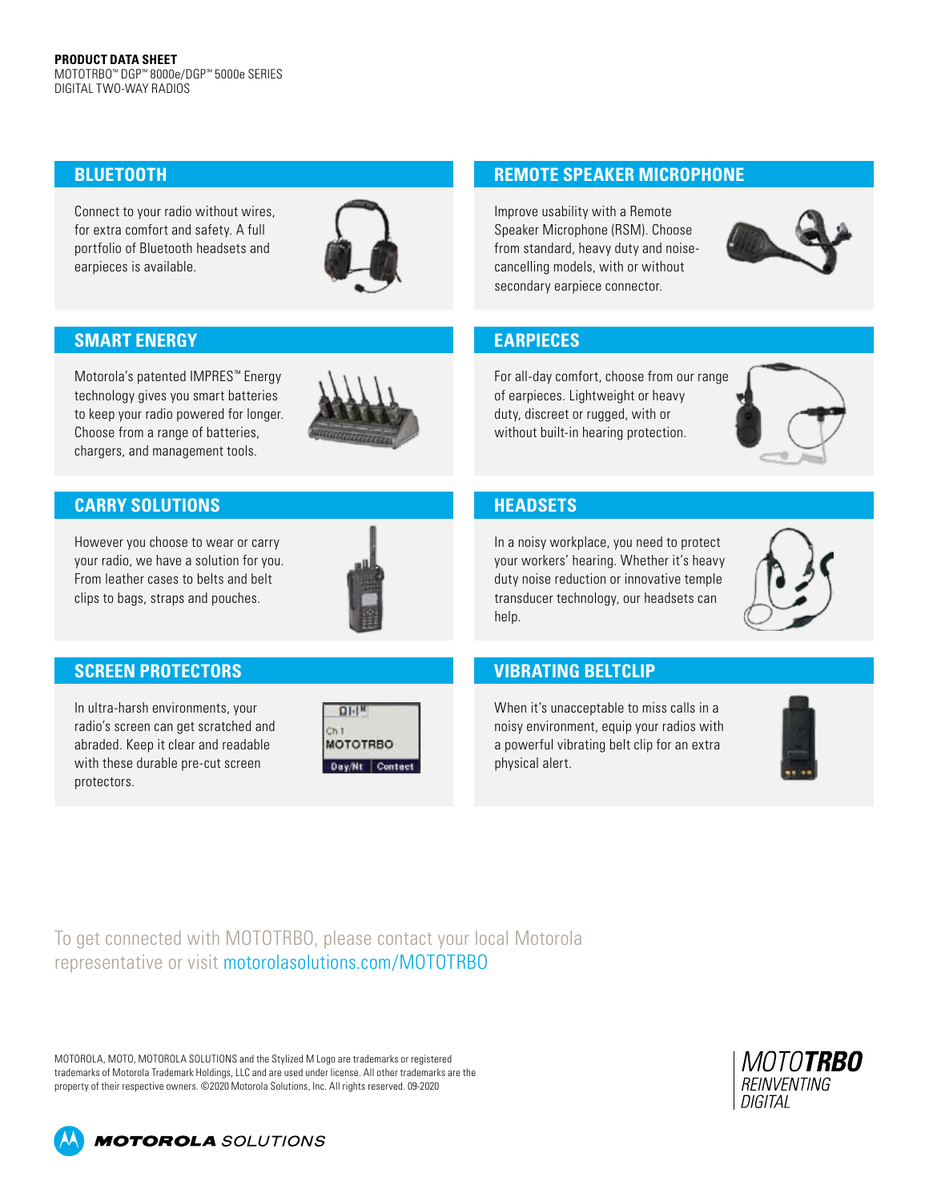## BLUETOOTH

Connect to your radio without wires, for extra comfort and safety. A full portfolio of Bluetooth headsets and earpieces is available.

## REMOTE SPEAKER MICROPHONE

Improve usability with a Remote Speaker Microphone (RSM). Choose from standard, heavy duty and noise-cancelling models, with or without secondary earpiece connector.

## SMART ENERGY

Motorola's patented IMPRES™ Energy technology gives you smart batteries to keep your radio powered for longer. Choose from a range of batteries, chargers, and management tools.

## EARPIECES

For all-day comfort, choose from our range of earpieces. Lightweight or heavy duty, discreet or rugged, with or without built-in hearing protection.

## CARRY SOLUTIONS

However you choose to wear or carry your radio, we have a solution for you. From leather cases to belts and belt clips to bags, straps and pouches.

## HEADSETS

In a noisy workplace, you need to protect your workers' hearing. Whether it's heavy duty noise reduction or innovative temple transducer technology, our headsets can help.

## SCREEN PROTECTORS

In ultra-harsh environments, your radio's screen can get scratched and abraded. Keep it clear and readable with these durable pre-cut screen protectors.

## VIBRATING BELTCLIP

When it's unacceptable to miss calls in a noisy environment, equip your radios with a powerful vibrating belt clip for an extra physical alert.

To get connected with MOTOTRBO, please contact your local Motorola representative or visit motorolasolutions.com/MOTOTRBO

MOTOROLA, MOTO, MOTOROLA SOLUTIONS and the Stylized M Logo are trademarks or registered trademarks of Motorola Trademark Holdings, LLC and are used under license. All other trademarks are the property of their respective owners. ©2020 Motorola Solutions, Inc. All rights reserved. 09-2020

MOTOTRBO REINVENTING DIGITAL

MOTOROLA SOLUTIONS